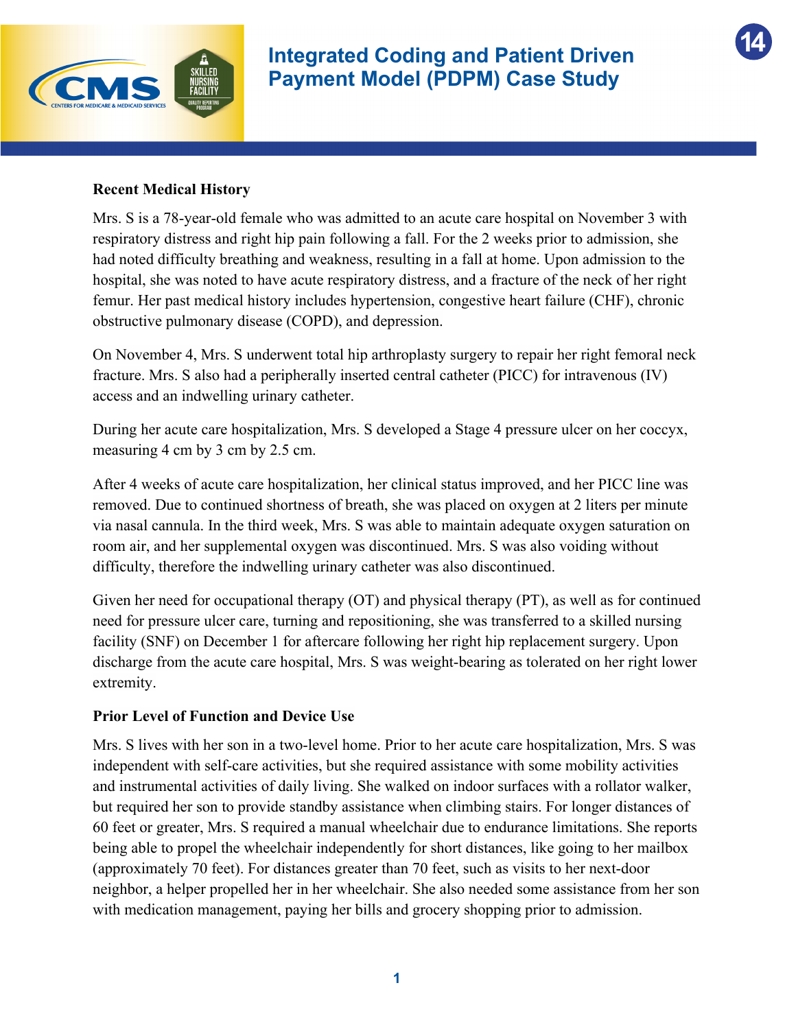# Integrated Coding and Patient Driven Payment Model (PDPM) Case Study

**Recent Medical History**

Mrs. S is a 78-year-old female who was admitted to an acute care hospital on November 3 with respiratory distress and right hip pain following a fall. For the 2 weeks prior to admission, she had noted difficulty breathing and weakness, resulting in a fall at home. Upon admission to the hospital, she was noted to have acute respiratory distress, and a fracture of the neck of her right femur. Her past medical history includes hypertension, congestive heart failure (CHF), chronic obstructive pulmonary disease (COPD), and depression.

On November 4, Mrs. S underwent total hip arthroplasty surgery to repair her right femoral neck fracture. Mrs. S also had a peripherally inserted central catheter (PICC) for intravenous (IV) access and an indwelling urinary catheter.

During her acute care hospitalization, Mrs. S developed a Stage 4 pressure ulcer on her coccyx, measuring 4 cm by 3 cm by 2.5 cm.

After 4 weeks of acute care hospitalization, her clinical status improved, and her PICC line was removed. Due to continued shortness of breath, she was placed on oxygen at 2 liters per minute via nasal cannula. In the third week, Mrs. S was able to maintain adequate oxygen saturation on room air, and her supplemental oxygen was discontinued. Mrs. S was also voiding without difficulty, therefore the indwelling urinary catheter was also discontinued.

Given her need for occupational therapy (OT) and physical therapy (PT), as well as for continued need for pressure ulcer care, turning and repositioning, she was transferred to a skilled nursing facility (SNF) on December 1 for aftercare following her right hip replacement surgery. Upon discharge from the acute care hospital, Mrs. S was weight-bearing as tolerated on her right lower extremity.

**Prior Level of Function and Device Use**

Mrs. S lives with her son in a two-level home. Prior to her acute care hospitalization, Mrs. S was independent with self-care activities, but she required assistance with some mobility activities and instrumental activities of daily living. She walked on indoor surfaces with a rollator walker, but required her son to provide standby assistance when climbing stairs. For longer distances of 60 feet or greater, Mrs. S required a manual wheelchair due to endurance limitations. She reports being able to propel the wheelchair independently for short distances, like going to her mailbox (approximately 70 feet). For distances greater than 70 feet, such as visits to her next-door neighbor, a helper propelled her in her wheelchair. She also needed some assistance from her son with medication management, paying her bills and grocery shopping prior to admission.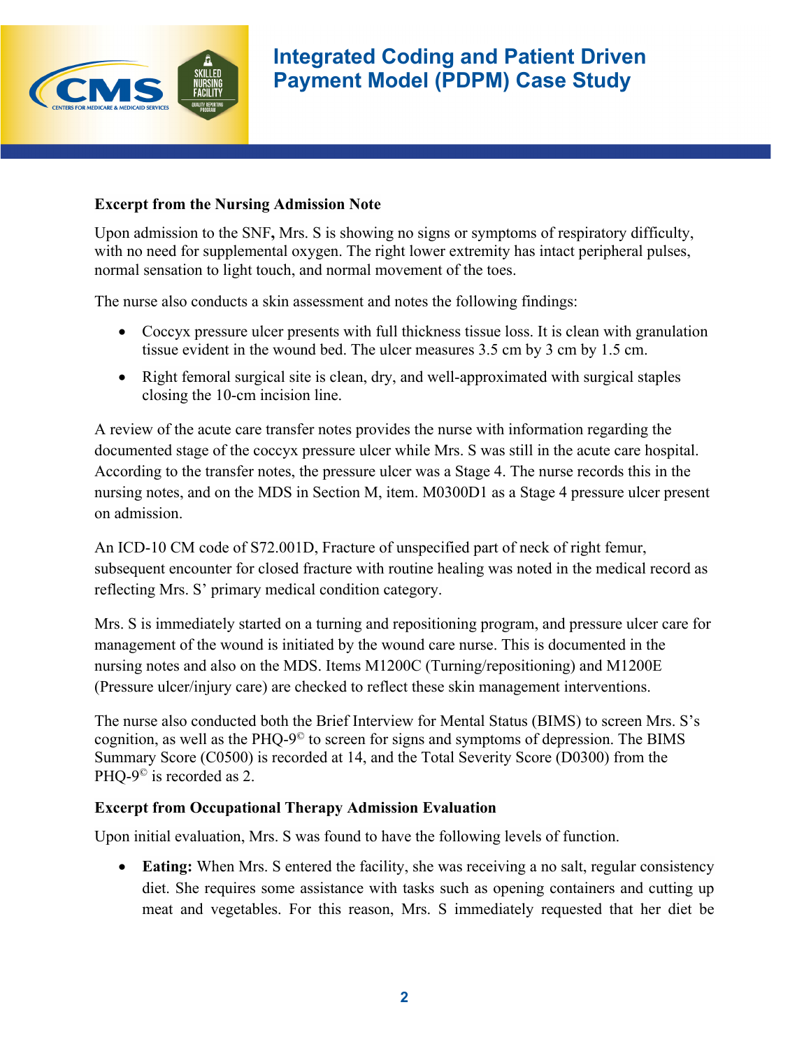**Excerpt from the Nursing Admission Note**

Upon admission to the SNF**,** Mrs. S is showing no signs or symptoms of respiratory difficulty, with no need for supplemental oxygen. The right lower extremity has intact peripheral pulses, normal sensation to light touch, and normal movement of the toes.

The nurse also conducts a skin assessment and notes the following findings:

- Coccyx pressure ulcer presents with full thickness tissue loss. It is clean with granulation tissue evident in the wound bed. The ulcer measures 3.5 cm by 3 cm by 1.5 cm.
- Right femoral surgical site is clean, dry, and well-approximated with surgical staples closing the 10-cm incision line.

A review of the acute care transfer notes provides the nurse with information regarding the documented stage of the coccyx pressure ulcer while Mrs. S was still in the acute care hospital. According to the transfer notes, the pressure ulcer was a Stage 4. The nurse records this in the nursing notes, and on the MDS in Section M, item. M0300D1 as a Stage 4 pressure ulcer present on admission.

An ICD-10 CM code of S72.001D, Fracture of unspecified part of neck of right femur, subsequent encounter for closed fracture with routine healing was noted in the medical record as reflecting Mrs. S' primary medical condition category.

Mrs. S is immediately started on a turning and repositioning program, and pressure ulcer care for management of the wound is initiated by the wound care nurse. This is documented in the nursing notes and also on the MDS. Items M1200C (Turning/repositioning) and M1200E (Pressure ulcer/injury care) are checked to reflect these skin management interventions.

The nurse also conducted both the Brief Interview for Mental Status (BIMS) to screen Mrs. S's cognition, as well as the PHQ-9© to screen for signs and symptoms of depression. The BIMS Summary Score (C0500) is recorded at 14, and the Total Severity Score (D0300) from the PHQ-9© is recorded as 2.

**Excerpt from Occupational Therapy Admission Evaluation**

Upon initial evaluation, Mrs. S was found to have the following levels of function.

- **Eating:** When Mrs. S entered the facility, she was receiving a no salt, regular consistency diet. She requires some assistance with tasks such as opening containers and cutting up meat and vegetables. For this reason, Mrs. S immediately requested that her diet be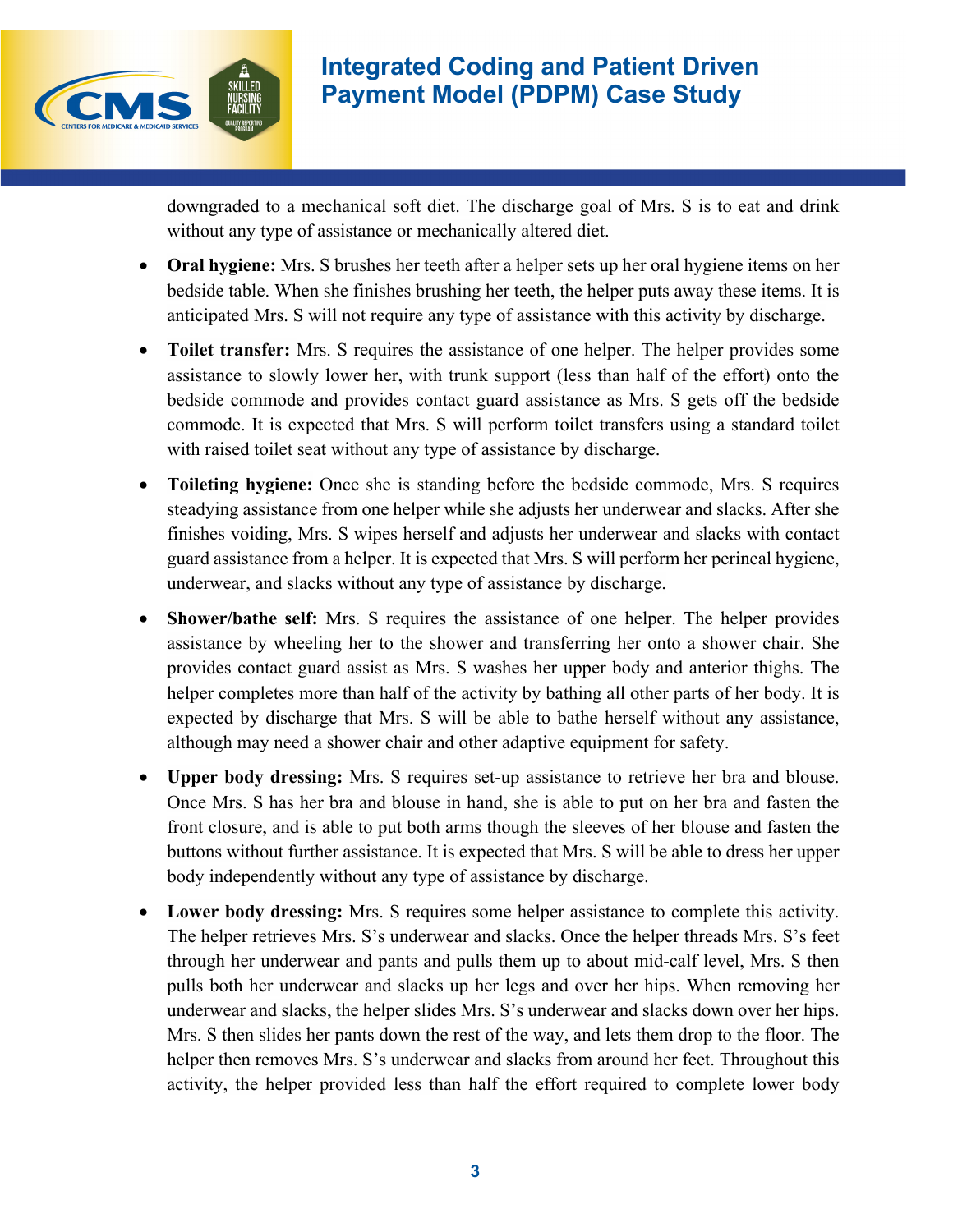downgraded to a mechanical soft diet. The discharge goal of Mrs. S is to eat and drink without any type of assistance or mechanically altered diet.

- **Oral hygiene:** Mrs. S brushes her teeth after a helper sets up her oral hygiene items on her bedside table. When she finishes brushing her teeth, the helper puts away these items. It is anticipated Mrs. S will not require any type of assistance with this activity by discharge.
- **Toilet transfer:** Mrs. S requires the assistance of one helper. The helper provides some assistance to slowly lower her, with trunk support (less than half of the effort) onto the bedside commode and provides contact guard assistance as Mrs. S gets off the bedside commode. It is expected that Mrs. S will perform toilet transfers using a standard toilet with raised toilet seat without any type of assistance by discharge.
- **Toileting hygiene:** Once she is standing before the bedside commode, Mrs. S requires steadying assistance from one helper while she adjusts her underwear and slacks. After she finishes voiding, Mrs. S wipes herself and adjusts her underwear and slacks with contact guard assistance from a helper. It is expected that Mrs. S will perform her perineal hygiene, underwear, and slacks without any type of assistance by discharge.
- **Shower/bathe self:** Mrs. S requires the assistance of one helper. The helper provides assistance by wheeling her to the shower and transferring her onto a shower chair. She provides contact guard assist as Mrs. S washes her upper body and anterior thighs. The helper completes more than half of the activity by bathing all other parts of her body. It is expected by discharge that Mrs. S will be able to bathe herself without any assistance, although may need a shower chair and other adaptive equipment for safety.
- **Upper body dressing:** Mrs. S requires set-up assistance to retrieve her bra and blouse. Once Mrs. S has her bra and blouse in hand, she is able to put on her bra and fasten the front closure, and is able to put both arms though the sleeves of her blouse and fasten the buttons without further assistance. It is expected that Mrs. S will be able to dress her upper body independently without any type of assistance by discharge.
- **Lower body dressing:** Mrs. S requires some helper assistance to complete this activity. The helper retrieves Mrs. S's underwear and slacks. Once the helper threads Mrs. S's feet through her underwear and pants and pulls them up to about mid-calf level, Mrs. S then pulls both her underwear and slacks up her legs and over her hips. When removing her underwear and slacks, the helper slides Mrs. S's underwear and slacks down over her hips. Mrs. S then slides her pants down the rest of the way, and lets them drop to the floor. The helper then removes Mrs. S's underwear and slacks from around her feet. Throughout this activity, the helper provided less than half the effort required to complete lower body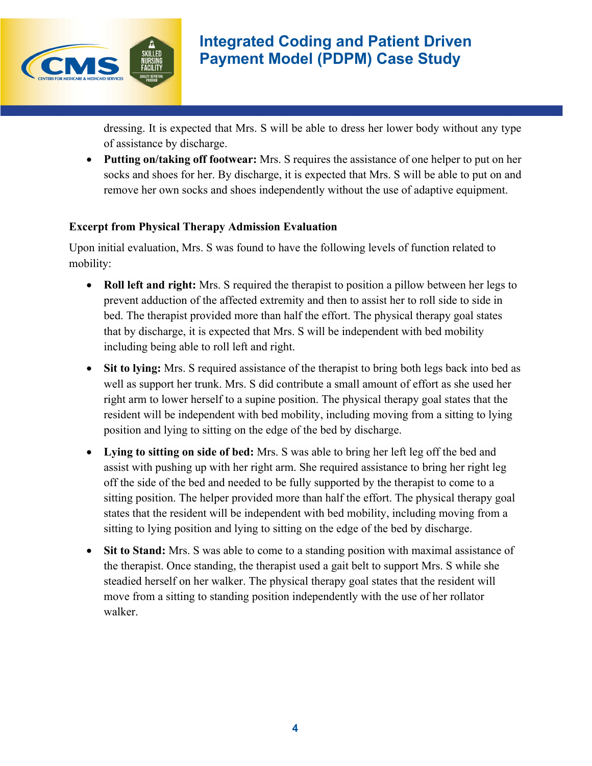dressing. It is expected that Mrs. S will be able to dress her lower body without any type of assistance by discharge.

- **Putting on/taking off footwear:** Mrs. S requires the assistance of one helper to put on her socks and shoes for her. By discharge, it is expected that Mrs. S will be able to put on and remove her own socks and shoes independently without the use of adaptive equipment.

**Excerpt from Physical Therapy Admission Evaluation**

Upon initial evaluation, Mrs. S was found to have the following levels of function related to mobility:

- **Roll left and right:** Mrs. S required the therapist to position a pillow between her legs to prevent adduction of the affected extremity and then to assist her to roll side to side in bed. The therapist provided more than half the effort. The physical therapy goal states that by discharge, it is expected that Mrs. S will be independent with bed mobility including being able to roll left and right.

- **Sit to lying:** Mrs. S required assistance of the therapist to bring both legs back into bed as well as support her trunk. Mrs. S did contribute a small amount of effort as she used her right arm to lower herself to a supine position. The physical therapy goal states that the resident will be independent with bed mobility, including moving from a sitting to lying position and lying to sitting on the edge of the bed by discharge.

- **Lying to sitting on side of bed:** Mrs. S was able to bring her left leg off the bed and assist with pushing up with her right arm. She required assistance to bring her right leg off the side of the bed and needed to be fully supported by the therapist to come to a sitting position. The helper provided more than half the effort. The physical therapy goal states that the resident will be independent with bed mobility, including moving from a sitting to lying position and lying to sitting on the edge of the bed by discharge.

- **Sit to Stand:** Mrs. S was able to come to a standing position with maximal assistance of the therapist. Once standing, the therapist used a gait belt to support Mrs. S while she steadied herself on her walker. The physical therapy goal states that the resident will move from a sitting to standing position independently with the use of her rollator walker.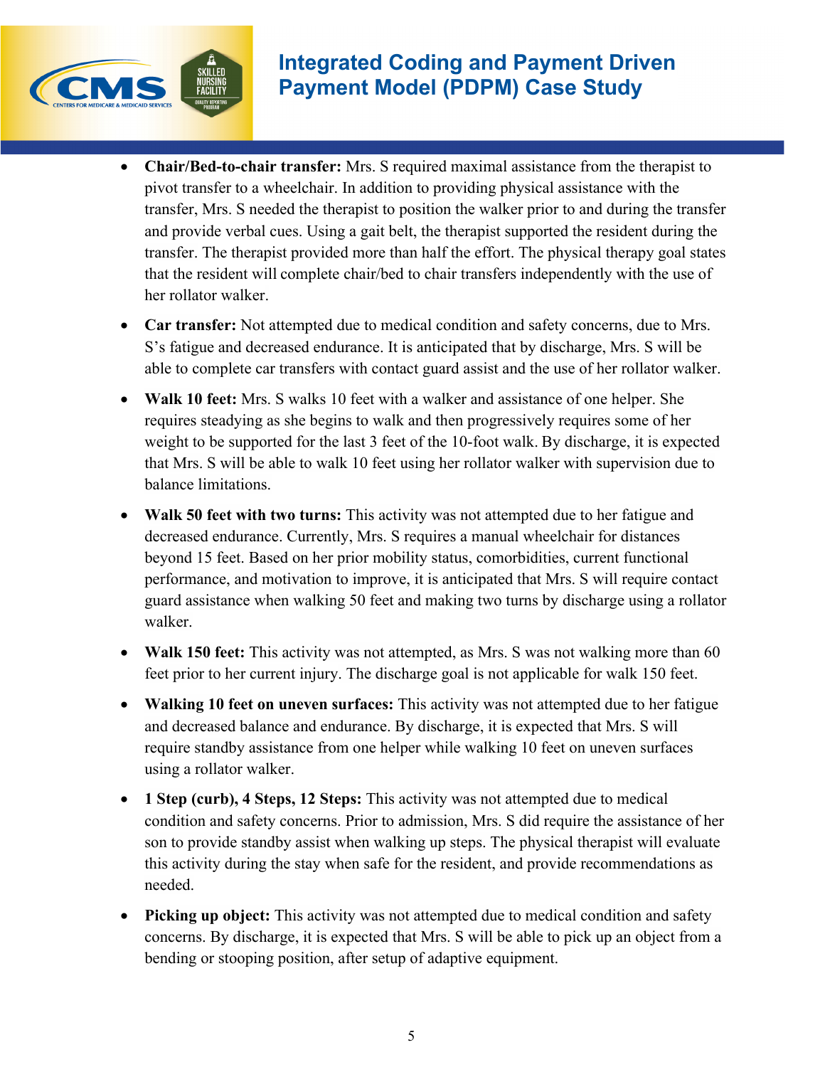- **Chair/Bed-to-chair transfer:** Mrs. S required maximal assistance from the therapist to pivot transfer to a wheelchair. In addition to providing physical assistance with the transfer, Mrs. S needed the therapist to position the walker prior to and during the transfer and provide verbal cues. Using a gait belt, the therapist supported the resident during the transfer. The therapist provided more than half the effort. The physical therapy goal states that the resident will complete chair/bed to chair transfers independently with the use of her rollator walker.
- **Car transfer:** Not attempted due to medical condition and safety concerns, due to Mrs. S's fatigue and decreased endurance. It is anticipated that by discharge, Mrs. S will be able to complete car transfers with contact guard assist and the use of her rollator walker.
- **Walk 10 feet:** Mrs. S walks 10 feet with a walker and assistance of one helper. She requires steadying as she begins to walk and then progressively requires some of her weight to be supported for the last 3 feet of the 10-foot walk. By discharge, it is expected that Mrs. S will be able to walk 10 feet using her rollator walker with supervision due to balance limitations.
- **Walk 50 feet with two turns:** This activity was not attempted due to her fatigue and decreased endurance. Currently, Mrs. S requires a manual wheelchair for distances beyond 15 feet. Based on her prior mobility status, comorbidities, current functional performance, and motivation to improve, it is anticipated that Mrs. S will require contact guard assistance when walking 50 feet and making two turns by discharge using a rollator walker.
- **Walk 150 feet:** This activity was not attempted, as Mrs. S was not walking more than 60 feet prior to her current injury. The discharge goal is not applicable for walk 150 feet.
- **Walking 10 feet on uneven surfaces:** This activity was not attempted due to her fatigue and decreased balance and endurance. By discharge, it is expected that Mrs. S will require standby assistance from one helper while walking 10 feet on uneven surfaces using a rollator walker.
- **1 Step (curb), 4 Steps, 12 Steps:** This activity was not attempted due to medical condition and safety concerns. Prior to admission, Mrs. S did require the assistance of her son to provide standby assist when walking up steps. The physical therapist will evaluate this activity during the stay when safe for the resident, and provide recommendations as needed.
- **Picking up object:** This activity was not attempted due to medical condition and safety concerns. By discharge, it is expected that Mrs. S will be able to pick up an object from a bending or stooping position, after setup of adaptive equipment.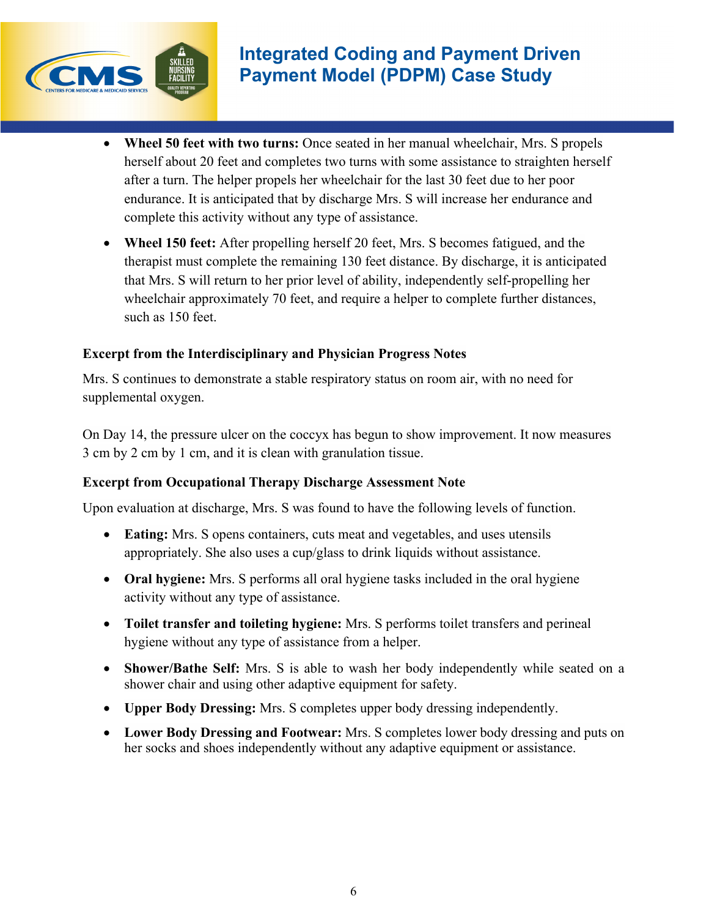- **Wheel 50 feet with two turns:** Once seated in her manual wheelchair, Mrs. S propels herself about 20 feet and completes two turns with some assistance to straighten herself after a turn. The helper propels her wheelchair for the last 30 feet due to her poor endurance. It is anticipated that by discharge Mrs. S will increase her endurance and complete this activity without any type of assistance.
- **Wheel 150 feet:** After propelling herself 20 feet, Mrs. S becomes fatigued, and the therapist must complete the remaining 130 feet distance. By discharge, it is anticipated that Mrs. S will return to her prior level of ability, independently self-propelling her wheelchair approximately 70 feet, and require a helper to complete further distances, such as 150 feet.

### Excerpt from the Interdisciplinary and Physician Progress Notes

Mrs. S continues to demonstrate a stable respiratory status on room air, with no need for supplemental oxygen.

On Day 14, the pressure ulcer on the coccyx has begun to show improvement. It now measures 3 cm by 2 cm by 1 cm, and it is clean with granulation tissue.

### Excerpt from Occupational Therapy Discharge Assessment Note

Upon evaluation at discharge, Mrs. S was found to have the following levels of function.

- **Eating:** Mrs. S opens containers, cuts meat and vegetables, and uses utensils appropriately. She also uses a cup/glass to drink liquids without assistance.
- **Oral hygiene:** Mrs. S performs all oral hygiene tasks included in the oral hygiene activity without any type of assistance.
- **Toilet transfer and toileting hygiene:** Mrs. S performs toilet transfers and perineal hygiene without any type of assistance from a helper.
- **Shower/Bathe Self:** Mrs. S is able to wash her body independently while seated on a shower chair and using other adaptive equipment for safety.
- **Upper Body Dressing:** Mrs. S completes upper body dressing independently.
- **Lower Body Dressing and Footwear:** Mrs. S completes lower body dressing and puts on her socks and shoes independently without any adaptive equipment or assistance.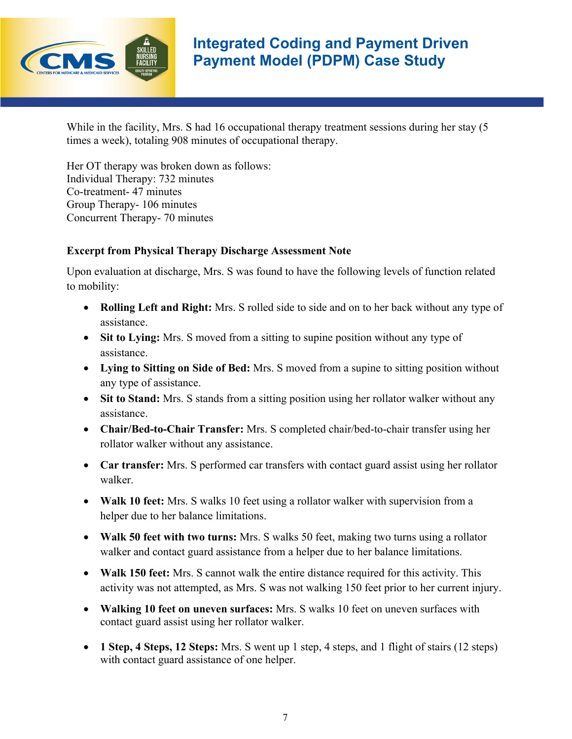While in the facility, Mrs. S had 16 occupational therapy treatment sessions during her stay (5 times a week), totaling 908 minutes of occupational therapy.

Her OT therapy was broken down as follows:
Individual Therapy: 732 minutes
Co-treatment- 47 minutes
Group Therapy- 106 minutes
Concurrent Therapy- 70 minutes

**Excerpt from Physical Therapy Discharge Assessment Note**

Upon evaluation at discharge, Mrs. S was found to have the following levels of function related to mobility:

- **Rolling Left and Right:** Mrs. S rolled side to side and on to her back without any type of assistance.
- **Sit to Lying:** Mrs. S moved from a sitting to supine position without any type of assistance.
- **Lying to Sitting on Side of Bed:** Mrs. S moved from a supine to sitting position without any type of assistance.
- **Sit to Stand:** Mrs. S stands from a sitting position using her rollator walker without any assistance.
- **Chair/Bed-to-Chair Transfer:** Mrs. S completed chair/bed-to-chair transfer using her rollator walker without any assistance.
- **Car transfer:** Mrs. S performed car transfers with contact guard assist using her rollator walker.
- **Walk 10 feet:** Mrs. S walks 10 feet using a rollator walker with supervision from a helper due to her balance limitations.
- **Walk 50 feet with two turns:** Mrs. S walks 50 feet, making two turns using a rollator walker and contact guard assistance from a helper due to her balance limitations.
- **Walk 150 feet:** Mrs. S cannot walk the entire distance required for this activity. This activity was not attempted, as Mrs. S was not walking 150 feet prior to her current injury.
- **Walking 10 feet on uneven surfaces:** Mrs. S walks 10 feet on uneven surfaces with contact guard assist using her rollator walker.
- **1 Step, 4 Steps, 12 Steps:** Mrs. S went up 1 step, 4 steps, and 1 flight of stairs (12 steps) with contact guard assistance of one helper.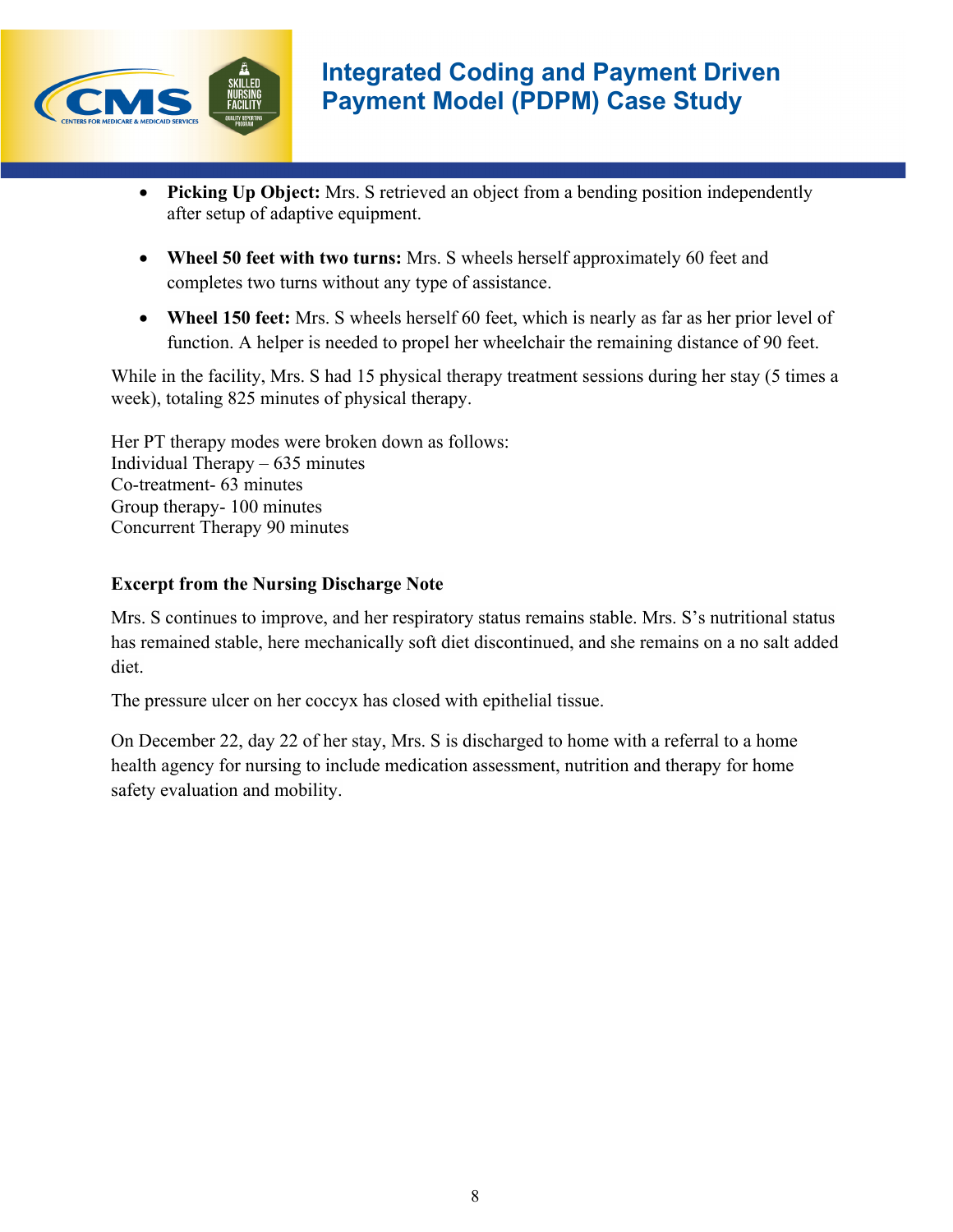- **Picking Up Object:** Mrs. S retrieved an object from a bending position independently after setup of adaptive equipment.

- **Wheel 50 feet with two turns:** Mrs. S wheels herself approximately 60 feet and completes two turns without any type of assistance.

- **Wheel 150 feet:** Mrs. S wheels herself 60 feet, which is nearly as far as her prior level of function. A helper is needed to propel her wheelchair the remaining distance of 90 feet.

While in the facility, Mrs. S had 15 physical therapy treatment sessions during her stay (5 times a week), totaling 825 minutes of physical therapy.

Her PT therapy modes were broken down as follows:
Individual Therapy – 635 minutes
Co-treatment- 63 minutes
Group therapy- 100 minutes
Concurrent Therapy 90 minutes

**Excerpt from the Nursing Discharge Note**

Mrs. S continues to improve, and her respiratory status remains stable. Mrs. S's nutritional status has remained stable, here mechanically soft diet discontinued, and she remains on a no salt added diet.

The pressure ulcer on her coccyx has closed with epithelial tissue.

On December 22, day 22 of her stay, Mrs. S is discharged to home with a referral to a home health agency for nursing to include medication assessment, nutrition and therapy for home safety evaluation and mobility.